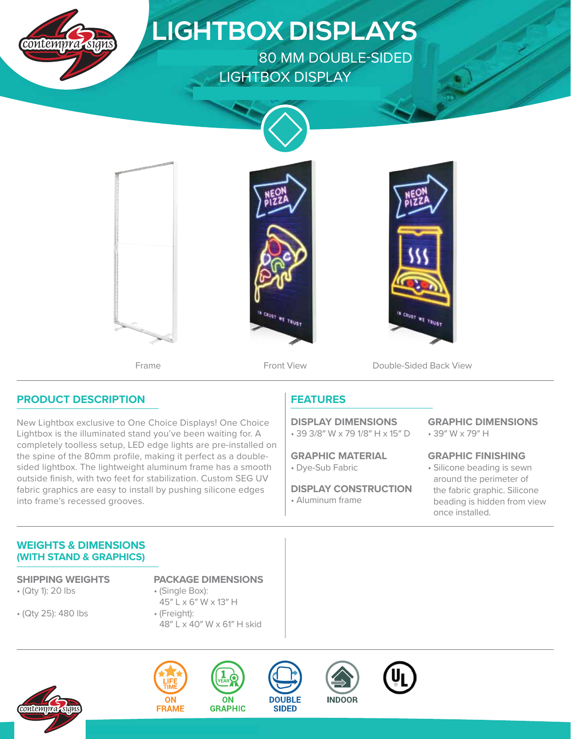# LIGHTBOX DISPLAYS

## 80 MM DOUBLE-SIDED LIGHTBOX DISPLAY

Frame

Front View

Double-Sided Back View

## PRODUCT DESCRIPTION

New Lightbox exclusive to One Choice Displays! One Choice Lightbox is the illuminated stand you've been waiting for. A completely toolless setup, LED edge lights are pre-installed on the spine of the 80mm profile, making it perfect as a double-sided lightbox. The lightweight aluminum frame has a smooth outside finish, with two feet for stabilization. Custom SEG UV fabric graphics are easy to install by pushing silicone edges into frame's recessed grooves.

## FEATURES

### DISPLAY DIMENSIONS
- 39 3/8″ W x 79 1/8″ H x 15″ D

### GRAPHIC MATERIAL
- Dye-Sub Fabric

### DISPLAY CONSTRUCTION
- Aluminum frame

### GRAPHIC DIMENSIONS
- 39″ W x 79″ H

### GRAPHIC FINISHING
- Silicone beading is sewn around the perimeter of the fabric graphic. Silicone beading is hidden from view once installed.

## WEIGHTS & DIMENSIONS (WITH STAND & GRAPHICS)

### SHIPPING WEIGHTS
- (Qty 1): 20 lbs
- (Qty 25): 480 lbs

### PACKAGE DIMENSIONS
- (Single Box): 45″ L x 6″ W x 13″ H
- (Freight): 48″ L x 40″ W x 61″ H skid

LIFE TIME ON FRAME

1 YEAR ON GRAPHIC

DOUBLE SIDED

INDOOR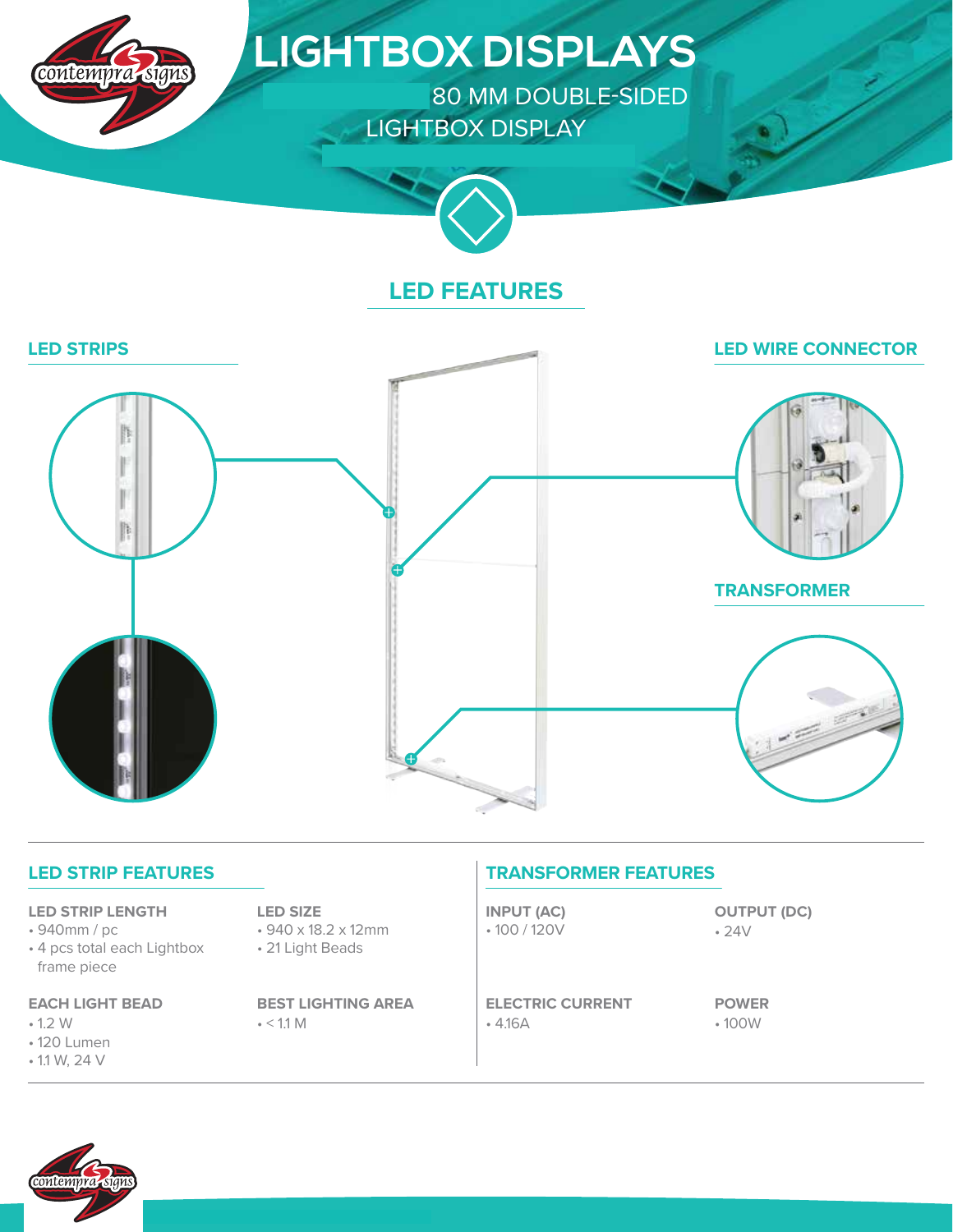# LIGHTBOX DISPLAYS

80 MM DOUBLE-SIDED LIGHTBOX DISPLAY

## LED FEATURES

### LED STRIPS

### LED WIRE CONNECTOR

### TRANSFORMER

## LED STRIP FEATURES

**LED STRIP LENGTH**
- 940mm / pc
- 4 pcs total each Lightbox frame piece

**LED SIZE**
- 940 x 18.2 x 12mm
- 21 Light Beads

**EACH LIGHT BEAD**
- 1.2 W
- 120 Lumen
- 1.1 W, 24 V

**BEST LIGHTING AREA**
- < 1.1 M

## TRANSFORMER FEATURES

**INPUT (AC)**
- 100 / 120V

**OUTPUT (DC)**
- 24V

**ELECTRIC CURRENT**
- 4.16A

**POWER**
- 100W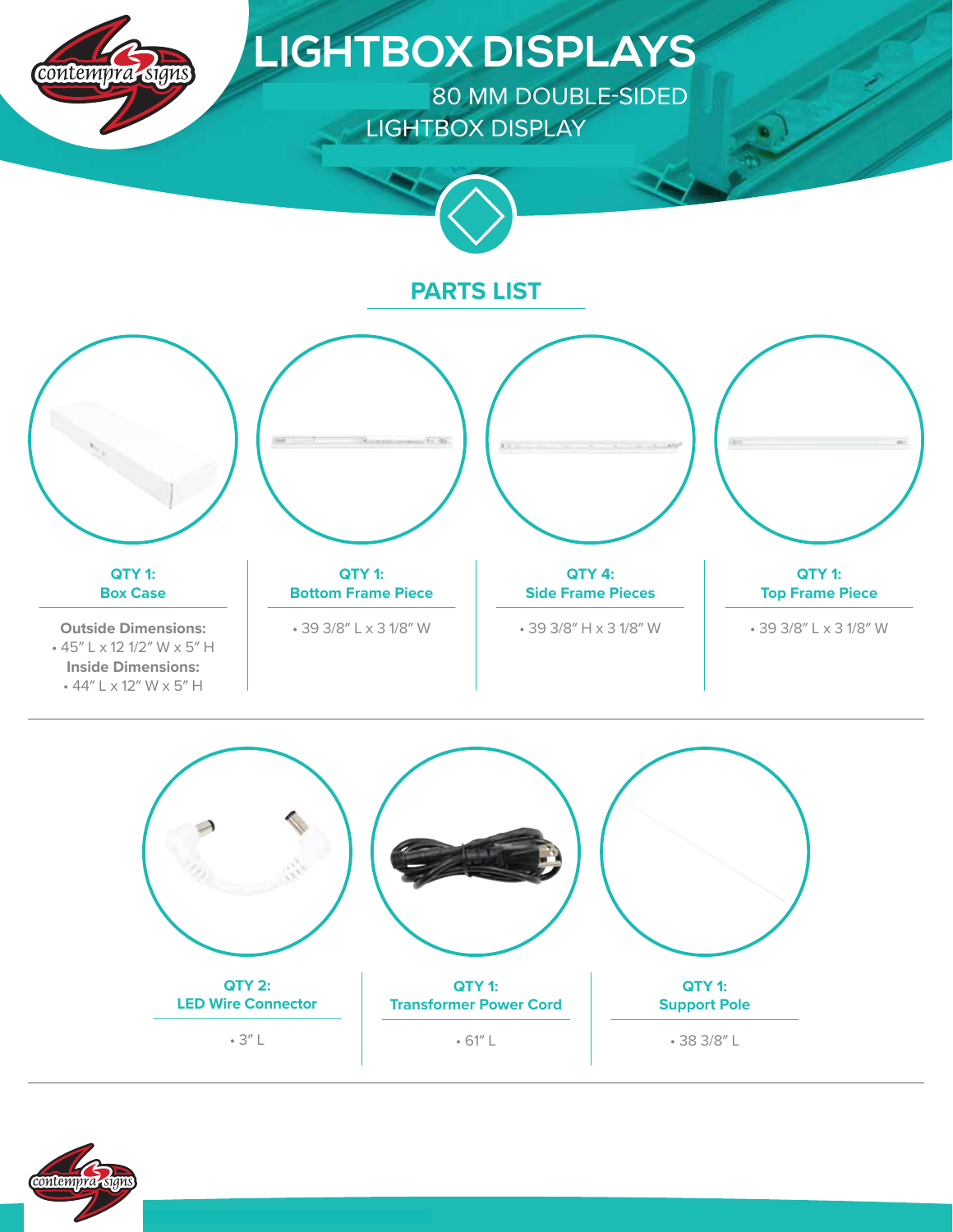# LIGHTBOX DISPLAYS

80 MM DOUBLE-SIDED LIGHTBOX DISPLAY

## PARTS LIST

**QTY 1:**
**Box Case**

**Outside Dimensions:**
- 45″ L x 12 1/2″ W x 5″ H

**Inside Dimensions:**
- 44″ L x 12″ W x 5″ H

**QTY 1:**
**Bottom Frame Piece**

- 39 3/8″ L x 3 1/8″ W

**QTY 4:**
**Side Frame Pieces**

- 39 3/8″ H x 3 1/8″ W

**QTY 1:**
**Top Frame Piece**

- 39 3/8″ L x 3 1/8″ W

**QTY 2:**
**LED Wire Connector**

- 3″ L

**QTY 1:**
**Transformer Power Cord**

- 61″ L

**QTY 1:**
**Support Pole**

- 38 3/8″ L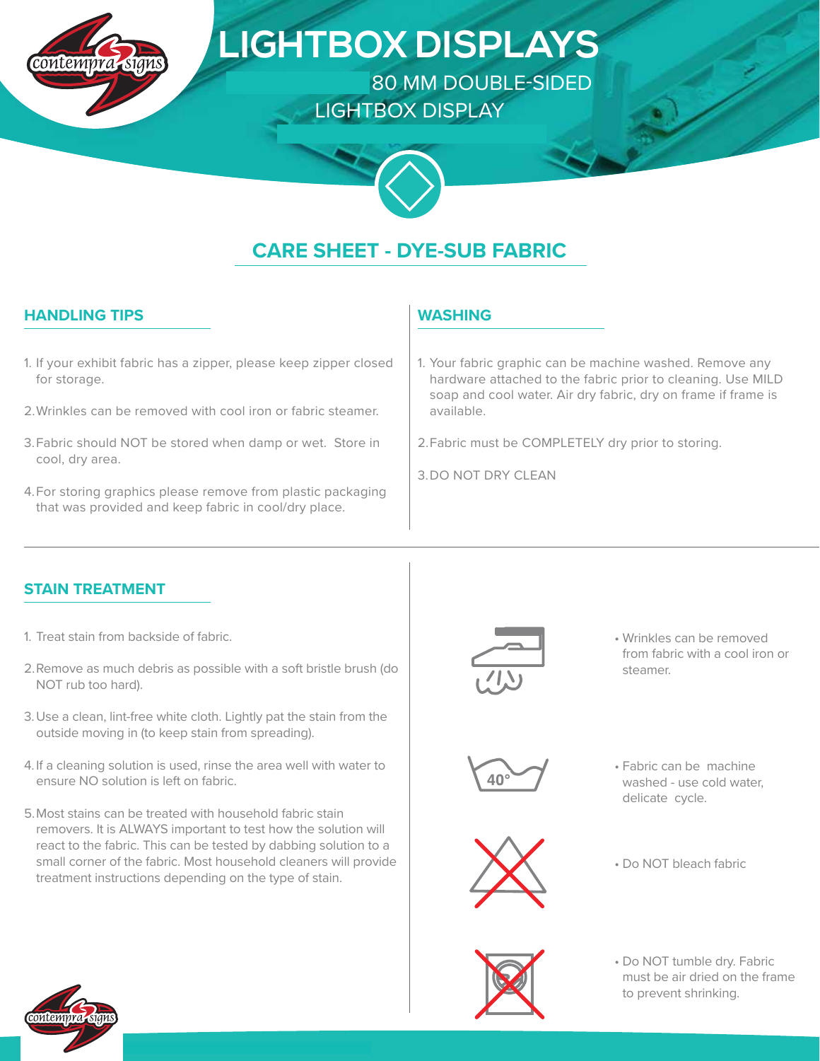# LIGHTBOX DISPLAYS

80 MM DOUBLE-SIDED LIGHTBOX DISPLAY

## CARE SHEET - DYE-SUB FABRIC

### HANDLING TIPS

1. If your exhibit fabric has a zipper, please keep zipper closed for storage.
2. Wrinkles can be removed with cool iron or fabric steamer.
3. Fabric should NOT be stored when damp or wet. Store in cool, dry area.
4. For storing graphics please remove from plastic packaging that was provided and keep fabric in cool/dry place.

### WASHING

1. Your fabric graphic can be machine washed. Remove any hardware attached to the fabric prior to cleaning. Use MILD soap and cool water. Air dry fabric, dry on frame if frame is available.
2. Fabric must be COMPLETELY dry prior to storing.
3. DO NOT DRY CLEAN

### STAIN TREATMENT

1. Treat stain from backside of fabric.
2. Remove as much debris as possible with a soft bristle brush (do NOT rub too hard).
3. Use a clean, lint-free white cloth. Lightly pat the stain from the outside moving in (to keep stain from spreading).
4. If a cleaning solution is used, rinse the area well with water to ensure NO solution is left on fabric.
5. Most stains can be treated with household fabric stain removers. It is ALWAYS important to test how the solution will react to the fabric. This can be tested by dabbing solution to a small corner of the fabric. Most household cleaners will provide treatment instructions depending on the type of stain.

- Wrinkles can be removed from fabric with a cool iron or steamer.

40°

- Fabric can be machine washed - use cold water, delicate cycle.
- Do NOT bleach fabric
- Do NOT tumble dry. Fabric must be air dried on the frame to prevent shrinking.